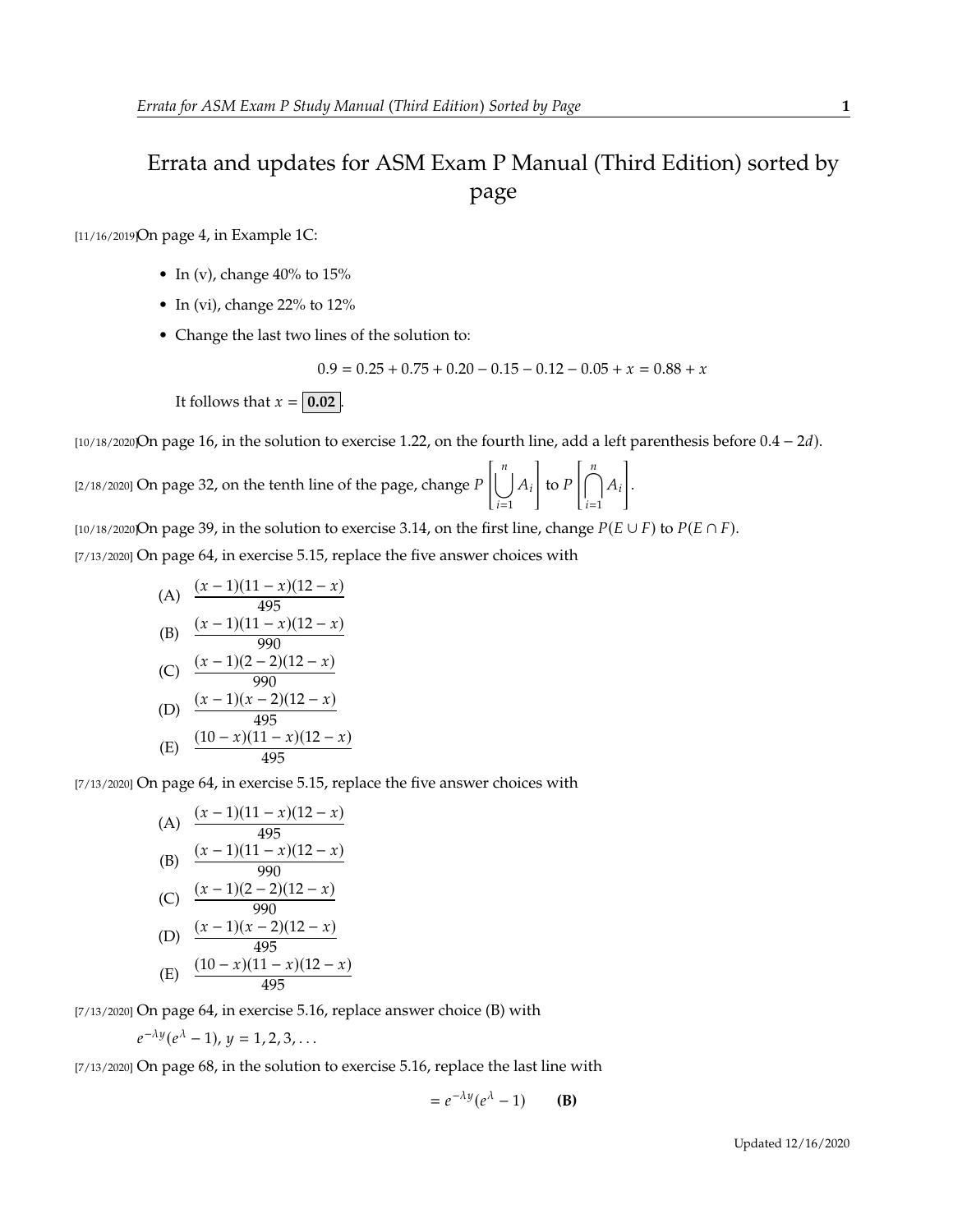# Errata and updates for ASM Exam P Manual (Third Edition) sorted by page

[11/16/2019]On page 4, in Example 1C:

- In (v), change 40% to 15%
- In (vi), change 22% to 12%
- Change the last two lines of the solution to:

$$0.9 = 0.25 + 0.75 + 0.20 - 0.15 - 0.12 - 0.05 + x = 0.88 + x$$

It follows that $x = \boxed{\mathbf{0.02}}$.

[10/18/2020]On page 16, in the solution to exercise 1.22, on the fourth line, add a left parenthesis before $0.4 - 2d$).

[2/18/2020] On page 32, on the tenth line of the page, change $P\left[\bigcup_{i=1}^{n} A_i\right]$ to $P\left[\bigcap_{i=1}^{n} A_i\right]$.

[10/18/2020]On page 39, in the solution to exercise 3.14, on the first line, change $P(E \cup F)$ to $P(E \cap F)$.

[7/13/2020] On page 64, in exercise 5.15, replace the five answer choices with

(A) $\dfrac{(x-1)(11-x)(12-x)}{495}$

(B) $\dfrac{(x-1)(11-x)(12-x)}{990}$

(C) $\dfrac{(x-1)(2-2)(12-x)}{990}$

(D) $\dfrac{(x-1)(x-2)(12-x)}{495}$

(E) $\dfrac{(10-x)(11-x)(12-x)}{495}$

[7/13/2020] On page 64, in exercise 5.15, replace the five answer choices with

(A) $\dfrac{(x-1)(11-x)(12-x)}{495}$

(B) $\dfrac{(x-1)(11-x)(12-x)}{990}$

(C) $\dfrac{(x-1)(2-2)(12-x)}{990}$

(D) $\dfrac{(x-1)(x-2)(12-x)}{495}$

(E) $\dfrac{(10-x)(11-x)(12-x)}{495}$

[7/13/2020] On page 64, in exercise 5.16, replace answer choice (B) with

$e^{-\lambda y}(e^{\lambda} - 1)$, $y = 1, 2, 3, \ldots$

[7/13/2020] On page 68, in the solution to exercise 5.16, replace the last line with

$$= e^{-\lambda y}(e^{\lambda} - 1) \qquad \textbf{(B)}$$

Updated 12/16/2020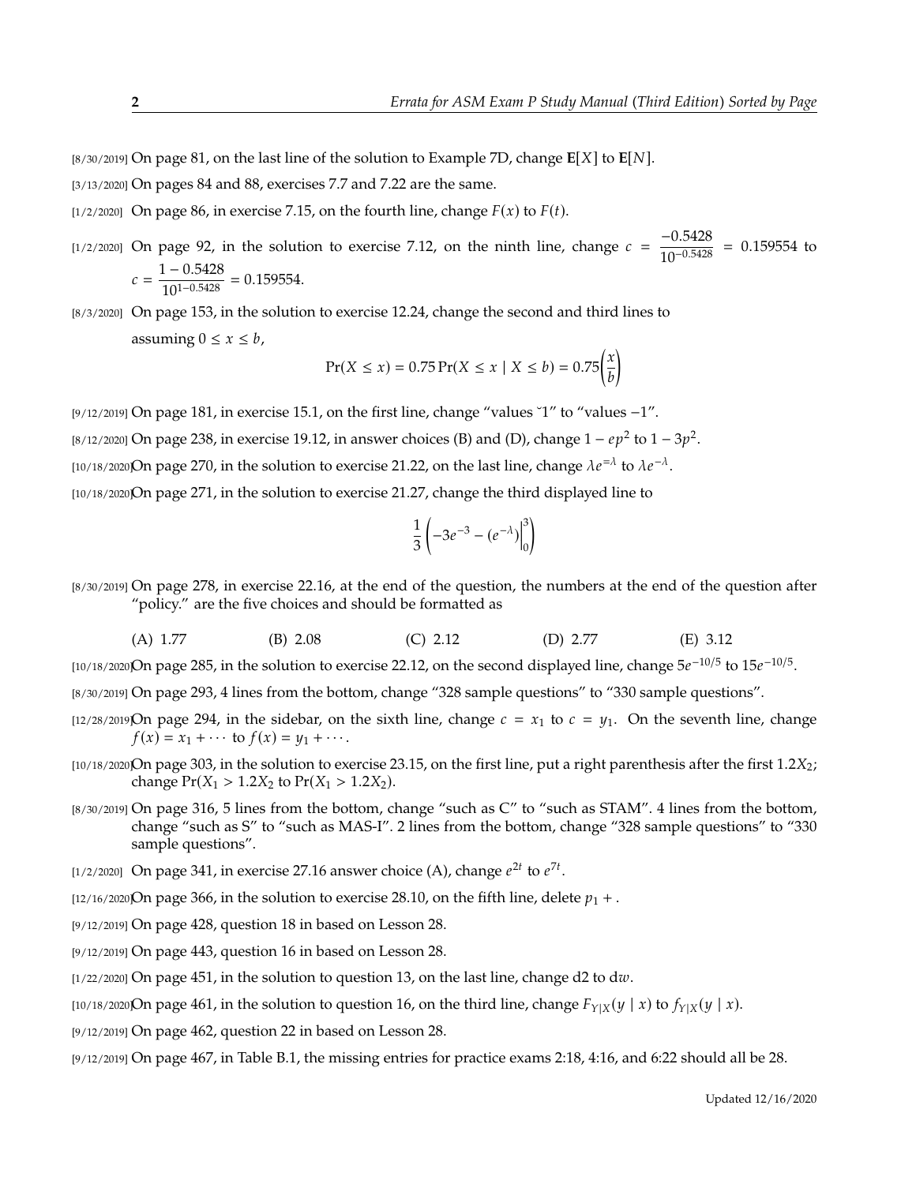[8/30/2019] On page 81, on the last line of the solution to Example 7D, change $\mathbf{E}[X]$ to $\mathbf{E}[N]$.

[3/13/2020] On pages 84 and 88, exercises 7.7 and 7.22 are the same.

[1/2/2020] On page 86, in exercise 7.15, on the fourth line, change $F(x)$ to $F(t)$.

[1/2/2020] On page 92, in the solution to exercise 7.12, on the ninth line, change $c = \dfrac{-0.5428}{10^{-0.5428}} = 0.159554$ to $c = \dfrac{1-0.5428}{10^{1-0.5428}} = 0.159554$.

[8/3/2020] On page 153, in the solution to exercise 12.24, change the second and third lines to

assuming $0 \le x \le b$,

$$\Pr(X \le x) = 0.75 \Pr(X \le x \mid X \le b) = 0.75\left(\frac{x}{b}\right)$$

[9/12/2019] On page 181, in exercise 15.1, on the first line, change "values ˘1" to "values −1".

[8/12/2020] On page 238, in exercise 19.12, in answer choices (B) and (D), change $1 - ep^2$ to $1 - 3p^2$.

[10/18/2020] On page 270, in the solution to exercise 21.22, on the last line, change $\lambda e^{=\lambda}$ to $\lambda e^{-\lambda}$.

[10/18/2020] On page 271, in the solution to exercise 21.27, change the third displayed line to

$$\frac{1}{3}\left(-3e^{-3} - (e^{-\lambda})\Big|_0^3\right)$$

[8/30/2019] On page 278, in exercise 22.16, at the end of the question, the numbers at the end of the question after "policy." are the five choices and should be formatted as

(A) 1.77 (B) 2.08 (C) 2.12 (D) 2.77 (E) 3.12

[10/18/2020] On page 285, in the solution to exercise 22.12, on the second displayed line, change $5e^{-10/5}$ to $15e^{-10/5}$.

[8/30/2019] On page 293, 4 lines from the bottom, change "328 sample questions" to "330 sample questions".

[12/28/2019] On page 294, in the sidebar, on the sixth line, change $c = x_1$ to $c = y_1$. On the seventh line, change $f(x) = x_1 + \cdots$ to $f(x) = y_1 + \cdots$.

[10/18/2020] On page 303, in the solution to exercise 23.15, on the first line, put a right parenthesis after the first $1.2X_2$; change $\Pr(X_1 > 1.2X_2$ to $\Pr(X_1 > 1.2X_2)$.

[8/30/2019] On page 316, 5 lines from the bottom, change "such as C" to "such as STAM". 4 lines from the bottom, change "such as S" to "such as MAS-I". 2 lines from the bottom, change "328 sample questions" to "330 sample questions".

[1/2/2020] On page 341, in exercise 27.16 answer choice (A), change $e^{2t}$ to $e^{7t}$.

[12/16/2020] On page 366, in the solution to exercise 28.10, on the fifth line, delete $p_1 +$ .

[9/12/2019] On page 428, question 18 in based on Lesson 28.

[9/12/2019] On page 443, question 16 in based on Lesson 28.

[1/22/2020] On page 451, in the solution to question 13, on the last line, change d2 to d$w$.

[10/18/2020] On page 461, in the solution to question 16, on the third line, change $F_{Y|X}(y \mid x)$ to $f_{Y|X}(y \mid x)$.

[9/12/2019] On page 462, question 22 in based on Lesson 28.

[9/12/2019] On page 467, in Table B.1, the missing entries for practice exams 2:18, 4:16, and 6:22 should all be 28.